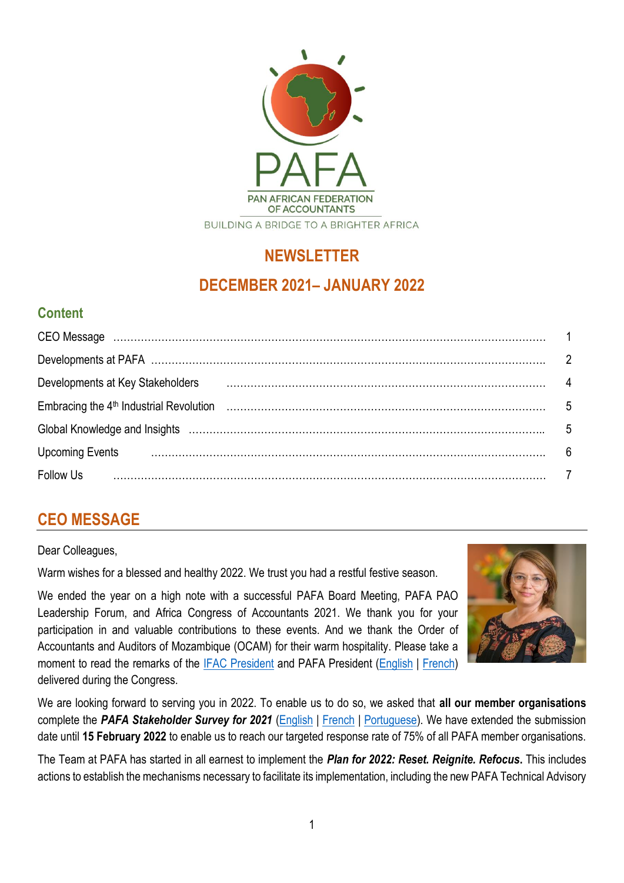PAFA

PAN AFRICAN FEDERATION OF ACCOUNTANTS

BUILDING A BRIDGE TO A BRIGHTER AFRICA

# NEWSLETTER

# DECEMBER 2021– JANUARY 2022

## Content

| | |
|---|---|
| CEO Message | 1 |
| Developments at PAFA | 2 |
| Developments at Key Stakeholders | 4 |
| Embracing the 4th Industrial Revolution | 5 |
| Global Knowledge and Insights | 5 |
| Upcoming Events | 6 |
| Follow Us | 7 |

## CEO MESSAGE

Dear Colleagues,

Warm wishes for a blessed and healthy 2022. We trust you had a restful festive season.

We ended the year on a high note with a successful PAFA Board Meeting, PAFA PAO Leadership Forum, and Africa Congress of Accountants 2021. We thank you for your participation in and valuable contributions to these events. And we thank the Order of Accountants and Auditors of Mozambique (OCAM) for their warm hospitality. Please take a moment to read the remarks of the IFAC President and PAFA President (English | French) delivered during the Congress.

We are looking forward to serving you in 2022. To enable us to do so, we asked that **all our member organisations** complete the ***PAFA Stakeholder Survey for 2021*** (English | French | Portuguese). We have extended the submission date until **15 February 2022** to enable us to reach our targeted response rate of 75% of all PAFA member organisations.

The Team at PAFA has started in all earnest to implement the ***Plan for 2022: Reset. Reignite. Refocus.*** This includes actions to establish the mechanisms necessary to facilitate its implementation, including the new PAFA Technical Advisory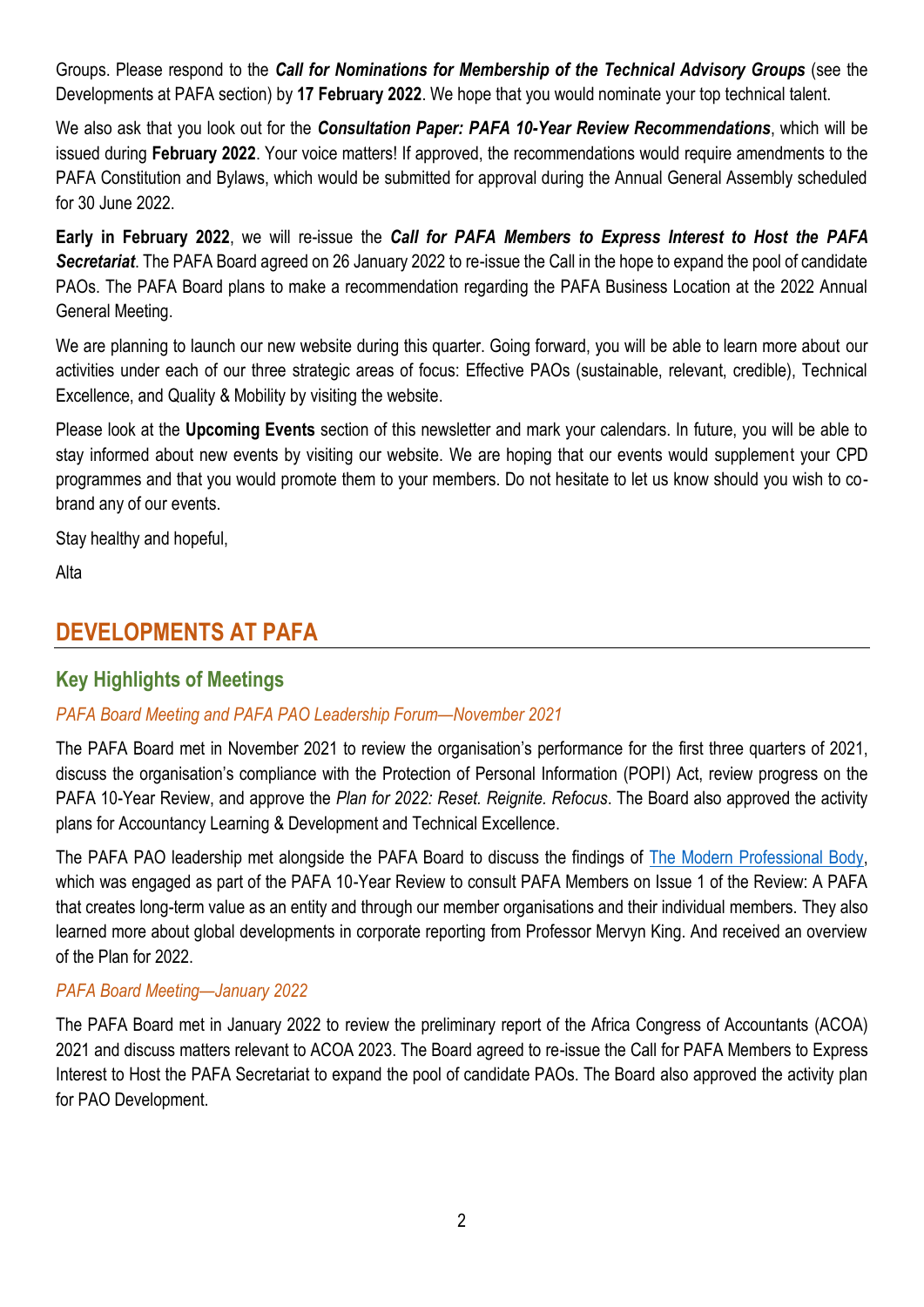Groups. Please respond to the ***Call for Nominations for Membership of the Technical Advisory Groups*** (see the Developments at PAFA section) by **17 February 2022**. We hope that you would nominate your top technical talent.

We also ask that you look out for the ***Consultation Paper: PAFA 10-Year Review Recommendations***, which will be issued during **February 2022**. Your voice matters! If approved, the recommendations would require amendments to the PAFA Constitution and Bylaws, which would be submitted for approval during the Annual General Assembly scheduled for 30 June 2022.

**Early in February 2022**, we will re-issue the ***Call for PAFA Members to Express Interest to Host the PAFA Secretariat***. The PAFA Board agreed on 26 January 2022 to re-issue the Call in the hope to expand the pool of candidate PAOs. The PAFA Board plans to make a recommendation regarding the PAFA Business Location at the 2022 Annual General Meeting.

We are planning to launch our new website during this quarter. Going forward, you will be able to learn more about our activities under each of our three strategic areas of focus: Effective PAOs (sustainable, relevant, credible), Technical Excellence, and Quality & Mobility by visiting the website.

Please look at the **Upcoming Events** section of this newsletter and mark your calendars. In future, you will be able to stay informed about new events by visiting our website. We are hoping that our events would supplement your CPD programmes and that you would promote them to your members. Do not hesitate to let us know should you wish to co-brand any of our events.

Stay healthy and hopeful,

Alta

# DEVELOPMENTS AT PAFA

## Key Highlights of Meetings

### *PAFA Board Meeting and PAFA PAO Leadership Forum—November 2021*

The PAFA Board met in November 2021 to review the organisation's performance for the first three quarters of 2021, discuss the organisation's compliance with the Protection of Personal Information (POPI) Act, review progress on the PAFA 10-Year Review, and approve the *Plan for 2022: Reset. Reignite. Refocus*. The Board also approved the activity plans for Accountancy Learning & Development and Technical Excellence.

The PAFA PAO leadership met alongside the PAFA Board to discuss the findings of The Modern Professional Body, which was engaged as part of the PAFA 10-Year Review to consult PAFA Members on Issue 1 of the Review: A PAFA that creates long-term value as an entity and through our member organisations and their individual members. They also learned more about global developments in corporate reporting from Professor Mervyn King. And received an overview of the Plan for 2022.

### *PAFA Board Meeting—January 2022*

The PAFA Board met in January 2022 to review the preliminary report of the Africa Congress of Accountants (ACOA) 2021 and discuss matters relevant to ACOA 2023. The Board agreed to re-issue the Call for PAFA Members to Express Interest to Host the PAFA Secretariat to expand the pool of candidate PAOs. The Board also approved the activity plan for PAO Development.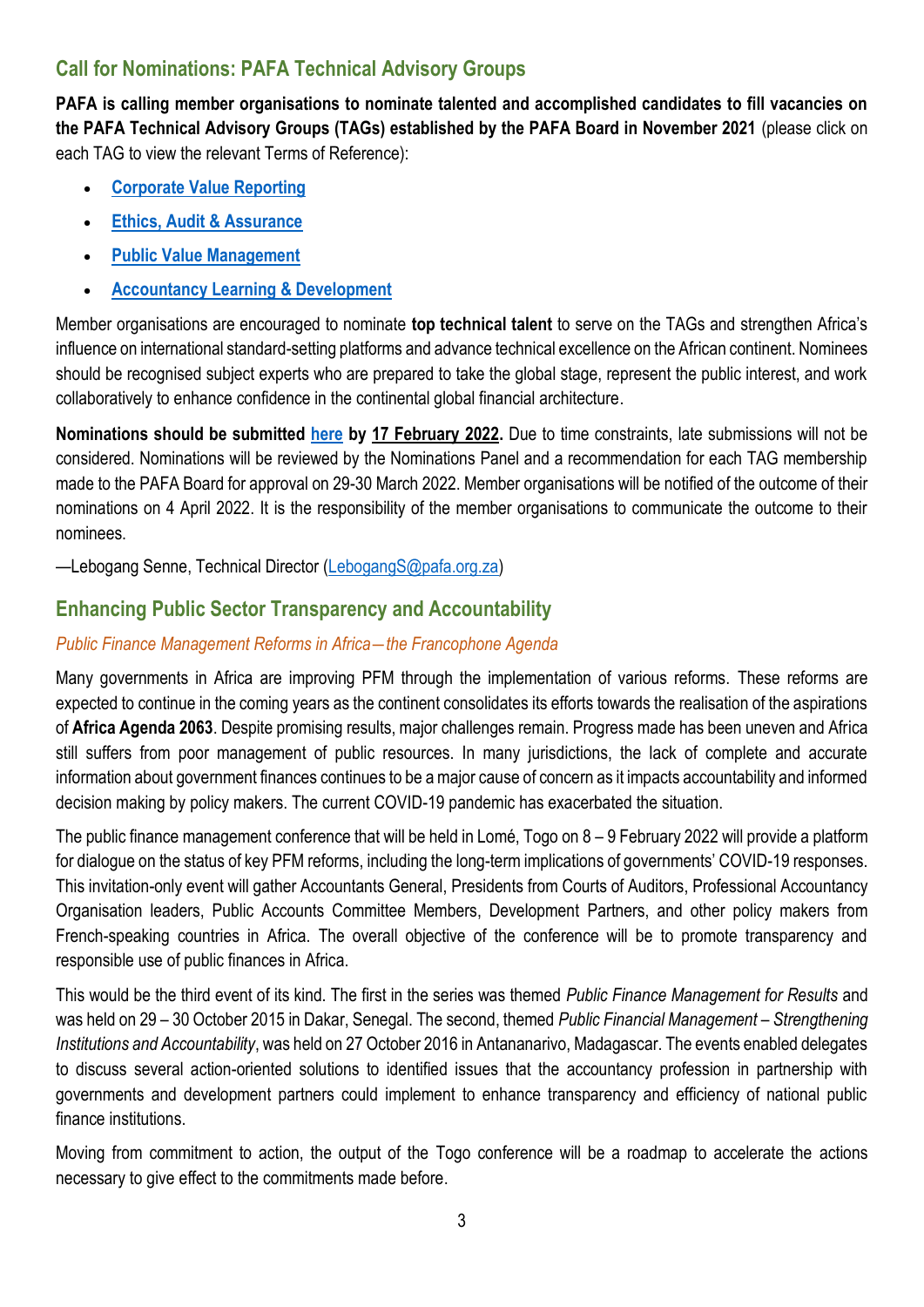## Call for Nominations: PAFA Technical Advisory Groups

**PAFA is calling member organisations to nominate talented and accomplished candidates to fill vacancies on the PAFA Technical Advisory Groups (TAGs) established by the PAFA Board in November 2021** (please click on each TAG to view the relevant Terms of Reference):

- **Corporate Value Reporting**
- **Ethics, Audit & Assurance**
- **Public Value Management**
- **Accountancy Learning & Development**

Member organisations are encouraged to nominate **top technical talent** to serve on the TAGs and strengthen Africa's influence on international standard-setting platforms and advance technical excellence on the African continent. Nominees should be recognised subject experts who are prepared to take the global stage, represent the public interest, and work collaboratively to enhance confidence in the continental global financial architecture.

**Nominations should be submitted here by 17 February 2022.** Due to time constraints, late submissions will not be considered. Nominations will be reviewed by the Nominations Panel and a recommendation for each TAG membership made to the PAFA Board for approval on 29-30 March 2022. Member organisations will be notified of the outcome of their nominations on 4 April 2022. It is the responsibility of the member organisations to communicate the outcome to their nominees.

—Lebogang Senne, Technical Director (LebogangS@pafa.org.za)

## Enhancing Public Sector Transparency and Accountability

*Public Finance Management Reforms in Africa—the Francophone Agenda*

Many governments in Africa are improving PFM through the implementation of various reforms. These reforms are expected to continue in the coming years as the continent consolidates its efforts towards the realisation of the aspirations of **Africa Agenda 2063**. Despite promising results, major challenges remain. Progress made has been uneven and Africa still suffers from poor management of public resources. In many jurisdictions, the lack of complete and accurate information about government finances continues to be a major cause of concern as it impacts accountability and informed decision making by policy makers. The current COVID-19 pandemic has exacerbated the situation.

The public finance management conference that will be held in Lomé, Togo on 8 – 9 February 2022 will provide a platform for dialogue on the status of key PFM reforms, including the long-term implications of governments' COVID-19 responses. This invitation-only event will gather Accountants General, Presidents from Courts of Auditors, Professional Accountancy Organisation leaders, Public Accounts Committee Members, Development Partners, and other policy makers from French-speaking countries in Africa. The overall objective of the conference will be to promote transparency and responsible use of public finances in Africa.

This would be the third event of its kind. The first in the series was themed *Public Finance Management for Results* and was held on 29 – 30 October 2015 in Dakar, Senegal. The second, themed *Public Financial Management – Strengthening Institutions and Accountability*, was held on 27 October 2016 in Antananarivo, Madagascar. The events enabled delegates to discuss several action-oriented solutions to identified issues that the accountancy profession in partnership with governments and development partners could implement to enhance transparency and efficiency of national public finance institutions.

Moving from commitment to action, the output of the Togo conference will be a roadmap to accelerate the actions necessary to give effect to the commitments made before.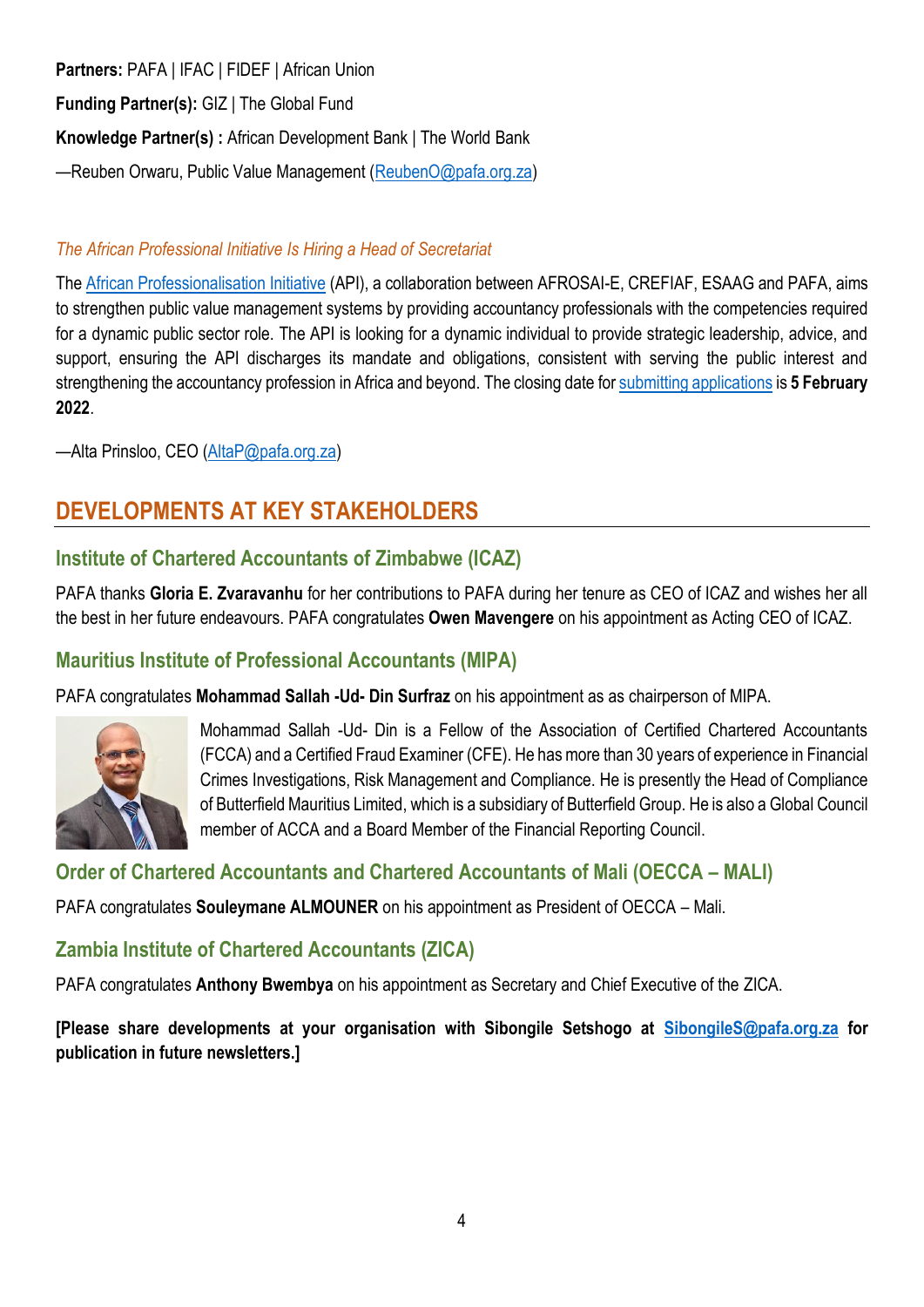**Partners:** PAFA | IFAC | FIDEF | African Union

**Funding Partner(s):** GIZ | The Global Fund

**Knowledge Partner(s) :** African Development Bank | The World Bank

—Reuben Orwaru, Public Value Management (ReubenO@pafa.org.za)

*The African Professional Initiative Is Hiring a Head of Secretariat*

The African Professionalisation Initiative (API), a collaboration between AFROSAI-E, CREFIAF, ESAAG and PAFA, aims to strengthen public value management systems by providing accountancy professionals with the competencies required for a dynamic public sector role. The API is looking for a dynamic individual to provide strategic leadership, advice, and support, ensuring the API discharges its mandate and obligations, consistent with serving the public interest and strengthening the accountancy profession in Africa and beyond. The closing date for submitting applications is **5 February 2022**.

—Alta Prinsloo, CEO (AltaP@pafa.org.za)

## DEVELOPMENTS AT KEY STAKEHOLDERS

### Institute of Chartered Accountants of Zimbabwe (ICAZ)

PAFA thanks **Gloria E. Zvaravanhu** for her contributions to PAFA during her tenure as CEO of ICAZ and wishes her all the best in her future endeavours. PAFA congratulates **Owen Mavengere** on his appointment as Acting CEO of ICAZ.

### Mauritius Institute of Professional Accountants (MIPA)

PAFA congratulates **Mohammad Sallah -Ud- Din Surfraz** on his appointment as as chairperson of MIPA.

Mohammad Sallah -Ud- Din is a Fellow of the Association of Certified Chartered Accountants (FCCA) and a Certified Fraud Examiner (CFE). He has more than 30 years of experience in Financial Crimes Investigations, Risk Management and Compliance. He is presently the Head of Compliance of Butterfield Mauritius Limited, which is a subsidiary of Butterfield Group. He is also a Global Council member of ACCA and a Board Member of the Financial Reporting Council.

### Order of Chartered Accountants and Chartered Accountants of Mali (OECCA – MALI)

PAFA congratulates **Souleymane ALMOUNER** on his appointment as President of OECCA – Mali.

### Zambia Institute of Chartered Accountants (ZICA)

PAFA congratulates **Anthony Bwembya** on his appointment as Secretary and Chief Executive of the ZICA.

**[Please share developments at your organisation with Sibongile Setshogo at SibongileS@pafa.org.za for publication in future newsletters.]**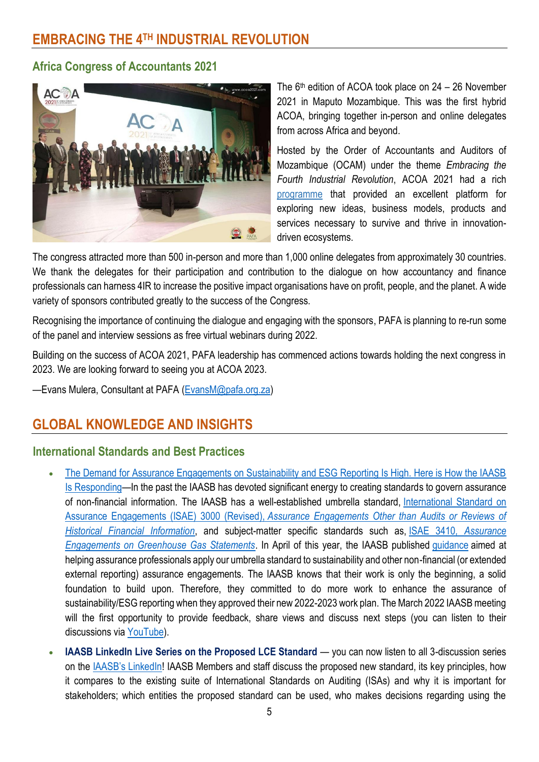# EMBRACING THE 4TH INDUSTRIAL REVOLUTION

## Africa Congress of Accountants 2021

The 6th edition of ACOA took place on 24 – 26 November 2021 in Maputo Mozambique. This was the first hybrid ACOA, bringing together in-person and online delegates from across Africa and beyond.

Hosted by the Order of Accountants and Auditors of Mozambique (OCAM) under the theme *Embracing the Fourth Industrial Revolution*, ACOA 2021 had a rich programme that provided an excellent platform for exploring new ideas, business models, products and services necessary to survive and thrive in innovation-driven ecosystems.

The congress attracted more than 500 in-person and more than 1,000 online delegates from approximately 30 countries. We thank the delegates for their participation and contribution to the dialogue on how accountancy and finance professionals can harness 4IR to increase the positive impact organisations have on profit, people, and the planet. A wide variety of sponsors contributed greatly to the success of the Congress.

Recognising the importance of continuing the dialogue and engaging with the sponsors, PAFA is planning to re-run some of the panel and interview sessions as free virtual webinars during 2022.

Building on the success of ACOA 2021, PAFA leadership has commenced actions towards holding the next congress in 2023. We are looking forward to seeing you at ACOA 2023.

—Evans Mulera, Consultant at PAFA (EvansM@pafa.org.za)

# GLOBAL KNOWLEDGE AND INSIGHTS

## International Standards and Best Practices

- The Demand for Assurance Engagements on Sustainability and ESG Reporting Is High. Here is How the IAASB Is Responding—In the past the IAASB has devoted significant energy to creating standards to govern assurance of non-financial information. The IAASB has a well-established umbrella standard, International Standard on Assurance Engagements (ISAE) 3000 (Revised), *Assurance Engagements Other than Audits or Reviews of Historical Financial Information*, and subject-matter specific standards such as, ISAE 3410, *Assurance Engagements on Greenhouse Gas Statements*. In April of this year, the IAASB published guidance aimed at helping assurance professionals apply our umbrella standard to sustainability and other non-financial (or extended external reporting) assurance engagements. The IAASB knows that their work is only the beginning, a solid foundation to build upon. Therefore, they committed to do more work to enhance the assurance of sustainability/ESG reporting when they approved their new 2022-2023 work plan. The March 2022 IAASB meeting will the first opportunity to provide feedback, share views and discuss next steps (you can listen to their discussions via YouTube).
- **IAASB LinkedIn Live Series on the Proposed LCE Standard** — you can now listen to all 3-discussion series on the IAASB's LinkedIn! IAASB Members and staff discuss the proposed new standard, its key principles, how it compares to the existing suite of International Standards on Auditing (ISAs) and why it is important for stakeholders; which entities the proposed standard can be used, who makes decisions regarding using the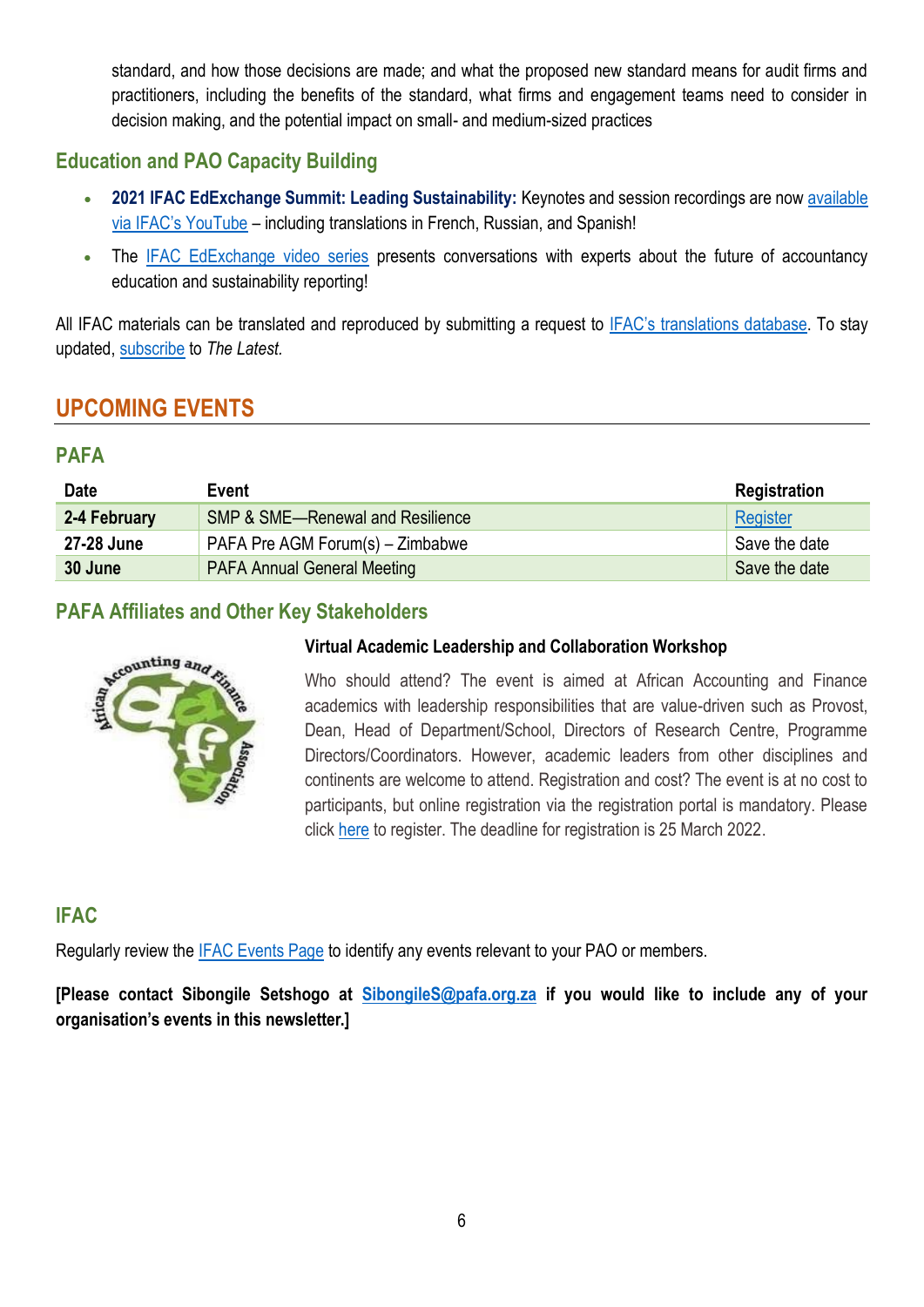standard, and how those decisions are made; and what the proposed new standard means for audit firms and practitioners, including the benefits of the standard, what firms and engagement teams need to consider in decision making, and the potential impact on small- and medium-sized practices

### Education and PAO Capacity Building

- **2021 IFAC EdExchange Summit: Leading Sustainability:** Keynotes and session recordings are now available via IFAC's YouTube – including translations in French, Russian, and Spanish!
- The IFAC EdExchange video series presents conversations with experts about the future of accountancy education and sustainability reporting!

All IFAC materials can be translated and reproduced by submitting a request to IFAC's translations database. To stay updated, subscribe to *The Latest.*

## UPCOMING EVENTS

### PAFA

| Date | Event | Registration |
|---|---|---|
| **2-4 February** | SMP & SME—Renewal and Resilience | Register |
| **27-28 June** | PAFA Pre AGM Forum(s) – Zimbabwe | Save the date |
| **30 June** | PAFA Annual General Meeting | Save the date |

### PAFA Affiliates and Other Key Stakeholders

**Virtual Academic Leadership and Collaboration Workshop**

Who should attend? The event is aimed at African Accounting and Finance academics with leadership responsibilities that are value-driven such as Provost, Dean, Head of Department/School, Directors of Research Centre, Programme Directors/Coordinators. However, academic leaders from other disciplines and continents are welcome to attend. Registration and cost? The event is at no cost to participants, but online registration via the registration portal is mandatory. Please click here to register. The deadline for registration is 25 March 2022.

### IFAC

Regularly review the IFAC Events Page to identify any events relevant to your PAO or members.

**[Please contact Sibongile Setshogo at SibongileS@pafa.org.za if you would like to include any of your organisation's events in this newsletter.]**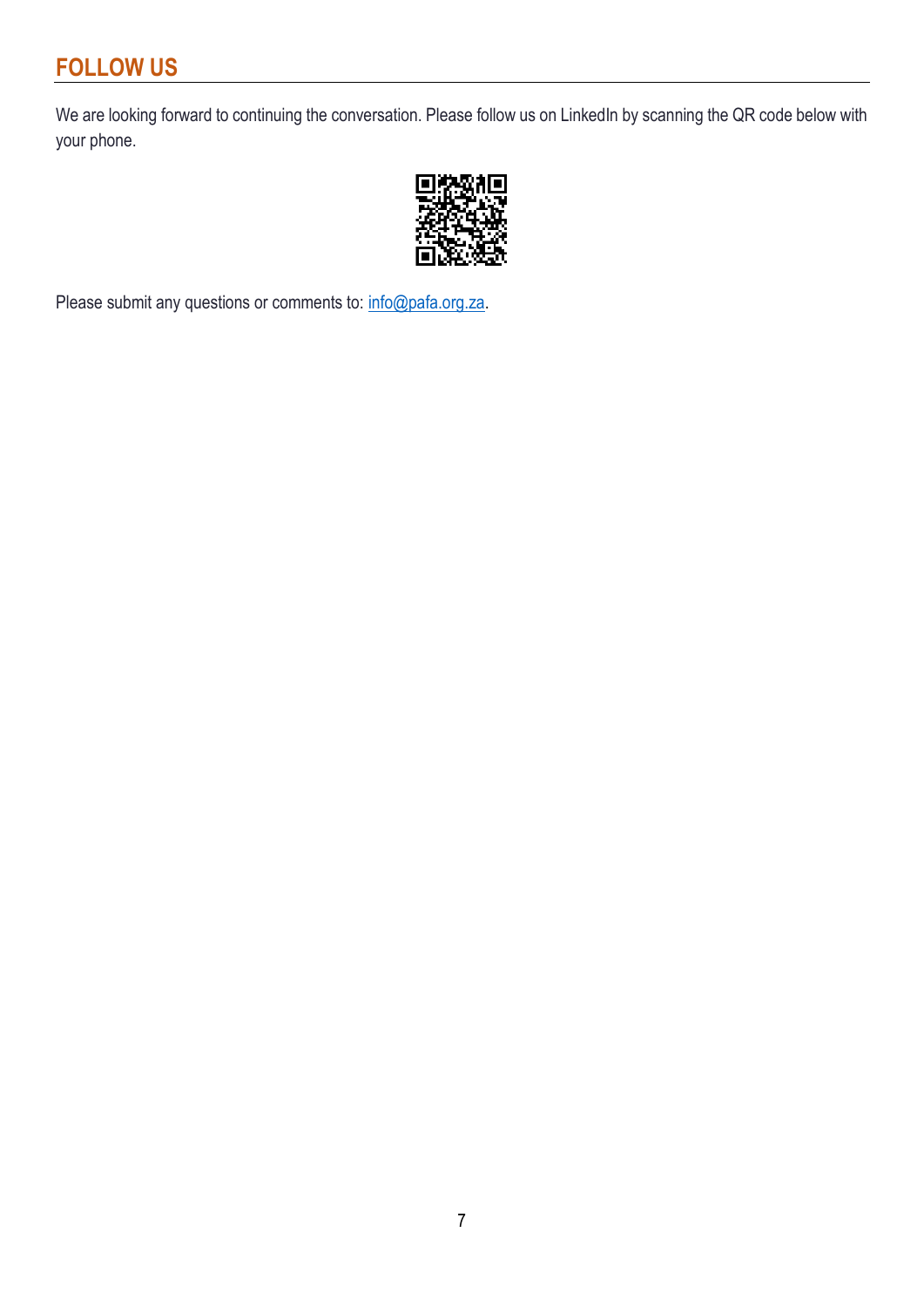## FOLLOW US

We are looking forward to continuing the conversation. Please follow us on LinkedIn by scanning the QR code below with your phone.

Please submit any questions or comments to: info@pafa.org.za.